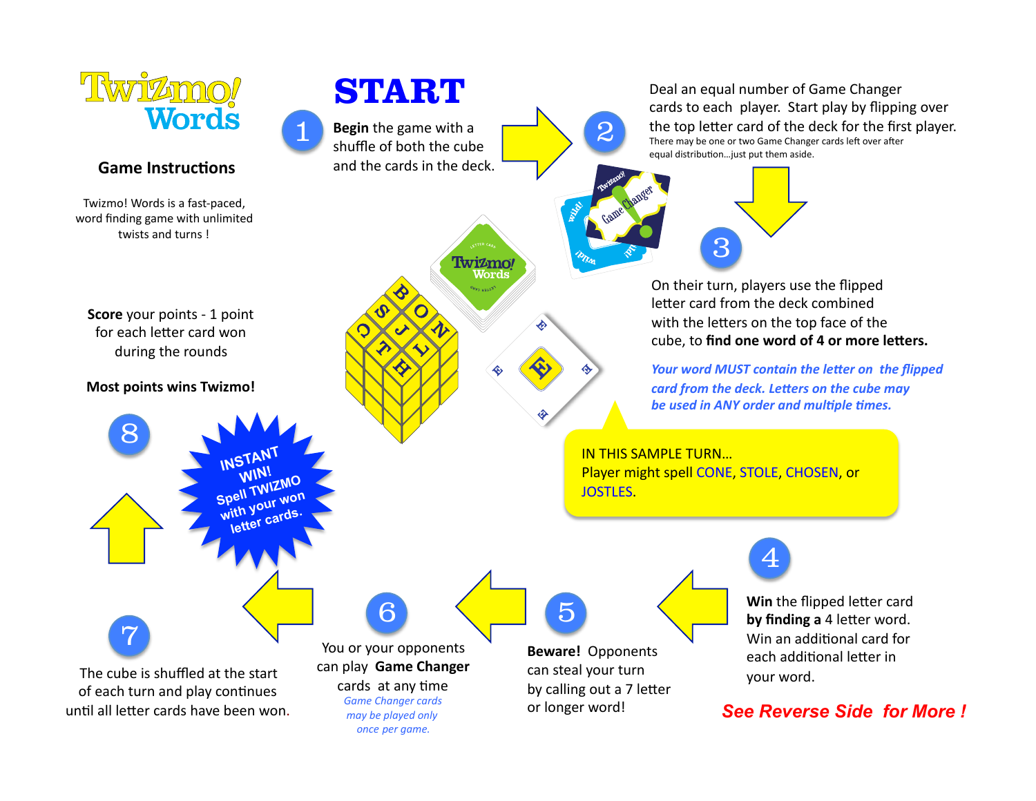# Twizmo! Words

## Game Instructions

Twizmo! Words is a fast-paced, word finding game with unlimited twists and turns !

# START

**1** **Begin** the game with a shuffle of both the cube and the cards in the deck.

**2** Deal an equal number of Game Changer cards to each player. Start play by flipping over the top letter card of the deck for the first player.
There may be one or two Game Changer cards left over after equal distribution…just put them aside.

**3** On their turn, players use the flipped letter card from the deck combined with the letters on the top face of the cube, to **find one word of 4 or more letters.**

*Your word MUST contain the letter on the flipped card from the deck. Letters on the cube may be used in ANY order and multiple times.*

IN THIS SAMPLE TURN…
Player might spell CONE, STOLE, CHOSEN, or JOSTLES.

**4** **Win** the flipped letter card **by finding a** 4 letter word. Win an additional card for each additional letter in your word.

**5** **Beware!** Opponents can steal your turn by calling out a 7 letter or longer word!

**6** You or your opponents can play **Game Changer** cards at any time
*Game Changer cards may be played only once per game.*

**7** The cube is shuffled at the start of each turn and play continues until all letter cards have been won.

**8** **Score** your points - 1 point for each letter card won during the rounds

**Most points wins Twizmo!**

INSTANT WIN! Spell TWIZMO with your won letter cards.

***See Reverse Side for More !***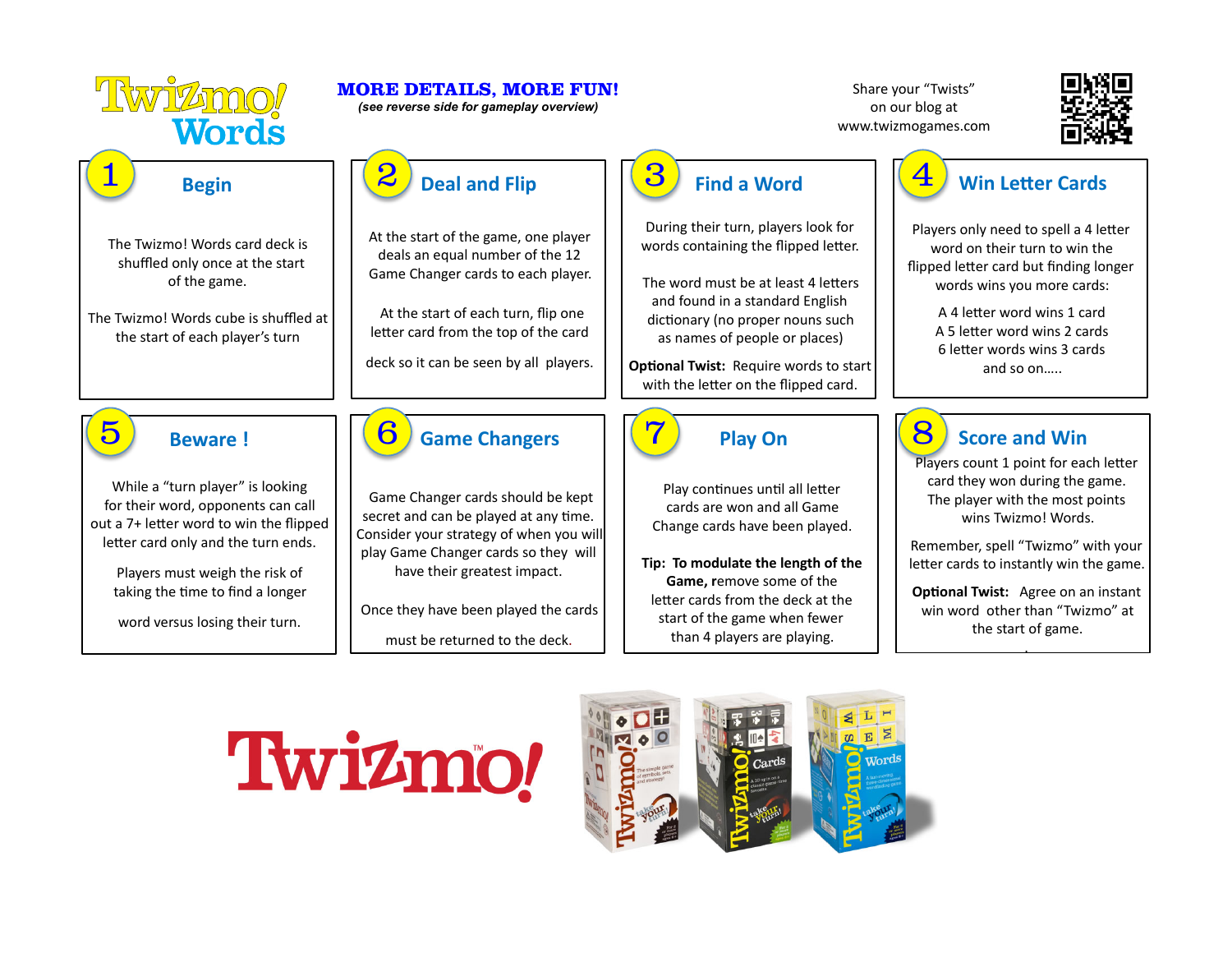# Twizmo! Words

**MORE DETAILS, MORE FUN!**

*(see reverse side for gameplay overview)*

Share your "Twists" on our blog at www.twizmogames.com

## 1 Begin

The Twizmo! Words card deck is shuffled only once at the start of the game.

The Twizmo! Words cube is shuffled at the start of each player's turn

## 2 Deal and Flip

At the start of the game, one player deals an equal number of the 12 Game Changer cards to each player.

At the start of each turn, flip one letter card from the top of the card deck so it can be seen by all players.

## 3 Find a Word

During their turn, players look for words containing the flipped letter.

The word must be at least 4 letters and found in a standard English dictionary (no proper nouns such as names of people or places)

**Optional Twist:** Require words to start with the letter on the flipped card.

## 4 Win Letter Cards

Players only need to spell a 4 letter word on their turn to win the flipped letter card but finding longer words wins you more cards:

A 4 letter word wins 1 card
A 5 letter word wins 2 cards
6 letter words wins 3 cards
and so on.....

## 5 Beware !

While a "turn player" is looking for their word, opponents can call out a 7+ letter word to win the flipped letter card only and the turn ends.

Players must weigh the risk of taking the time to find a longer word versus losing their turn.

## 6 Game Changers

Game Changer cards should be kept secret and can be played at any time. Consider your strategy of when you will play Game Changer cards so they will have their greatest impact.

Once they have been played the cards must be returned to the deck.

## 7 Play On

Play continues until all letter cards are won and all Game Change cards have been played.

**Tip: To modulate the length of the Game, r**emove some of the letter cards from the deck at the start of the game when fewer than 4 players are playing.

## 8 Score and Win

Players count 1 point for each letter card they won during the game. The player with the most points wins Twizmo! Words.

Remember, spell "Twizmo" with your letter cards to instantly win the game.

**Optional Twist:** Agree on an instant win word other than "Twizmo" at the start of game.

Twizmo!™